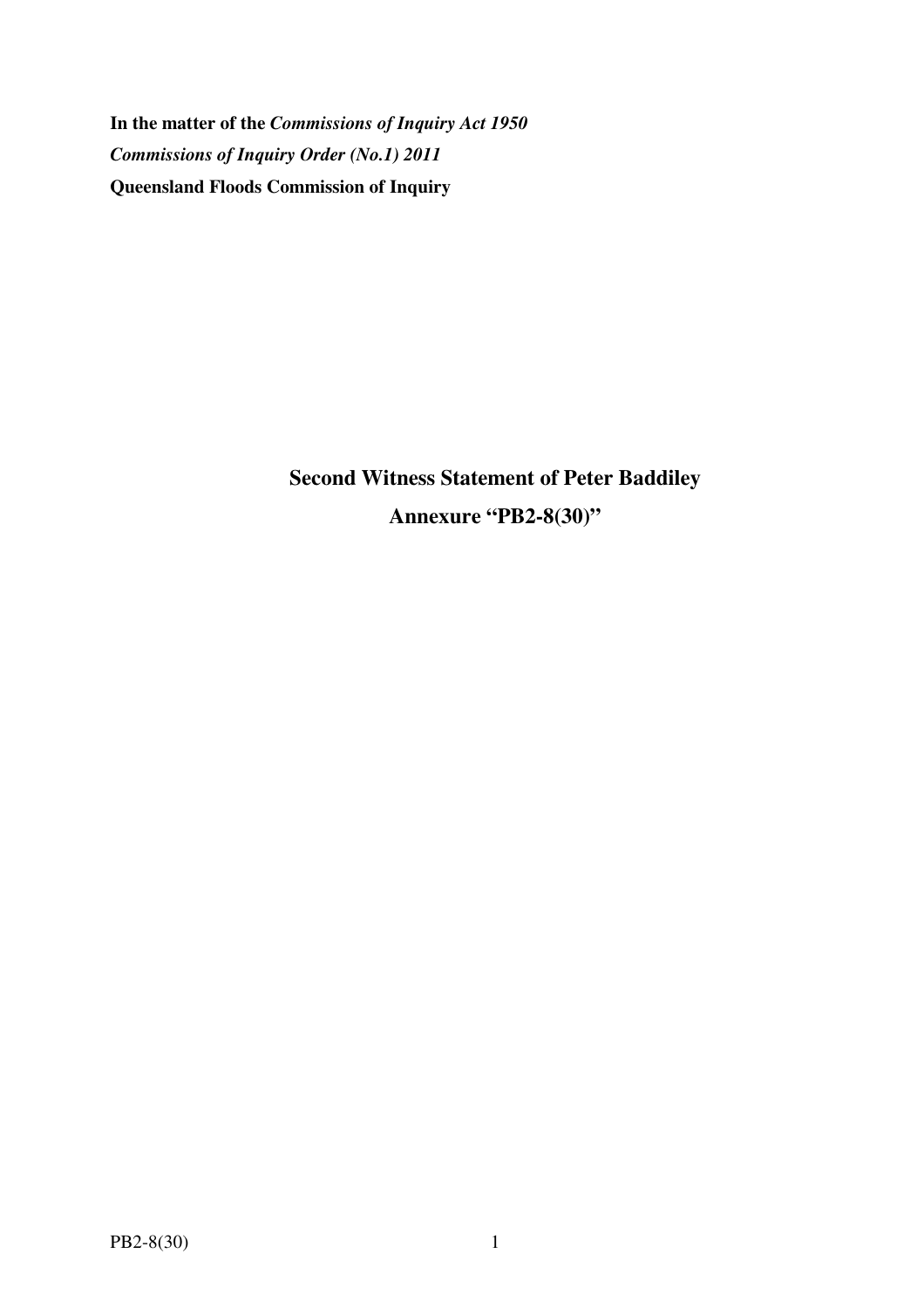**In the matter of the *Commissions of Inquiry Act 1950***

***Commissions of Inquiry Order (No.1) 2011***

**Queensland Floods Commission of Inquiry**

## Second Witness Statement of Peter Baddiley

## Annexure "PB2-8(30)"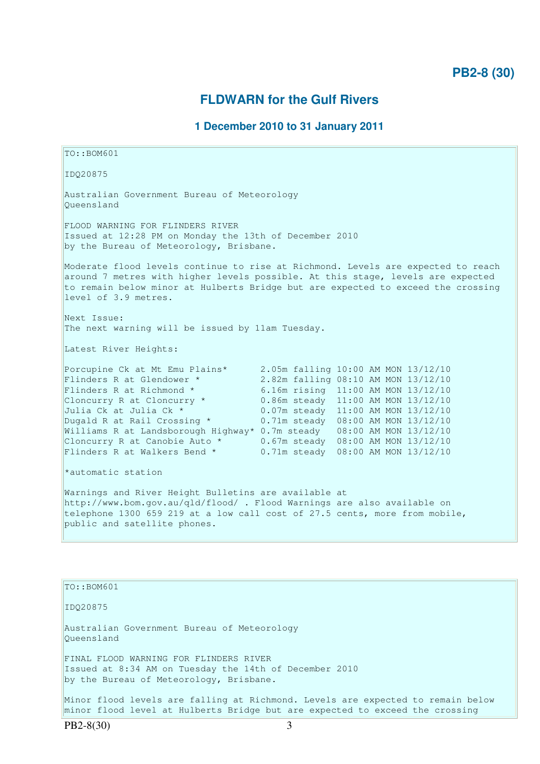**PB2-8 (30)**

## FLDWARN for the Gulf Rivers

### 1 December 2010 to 31 January 2011

```
TO::BOM601

IDQ20875

Australian Government Bureau of Meteorology
Queensland

FLOOD WARNING FOR FLINDERS RIVER
Issued at 12:28 PM on Monday the 13th of December 2010
by the Bureau of Meteorology, Brisbane.

Moderate flood levels continue to rise at Richmond. Levels are expected to reach
around 7 metres with higher levels possible. At this stage, levels are expected
to remain below minor at Hulberts Bridge but are expected to exceed the crossing
level of 3.9 metres.

Next Issue:
The next warning will be issued by 11am Tuesday.

Latest River Heights:

Porcupine Ck at Mt Emu Plains*      2.05m falling 10:00 AM MON 13/12/10
Flinders R at Glendower *           2.82m falling 08:10 AM MON 13/12/10
Flinders R at Richmond *            6.16m rising  11:00 AM MON 13/12/10
Cloncurry R at Cloncurry *          0.86m steady  11:00 AM MON 13/12/10
Julia Ck at Julia Ck *              0.07m steady  11:00 AM MON 13/12/10
Dugald R at Rail Crossing *         0.71m steady  08:00 AM MON 13/12/10
Williams R at Landsborough Highway* 0.7m steady   08:00 AM MON 13/12/10
Cloncurry R at Canobie Auto *       0.67m steady  08:00 AM MON 13/12/10
Flinders R at Walkers Bend *        0.71m steady  08:00 AM MON 13/12/10

*automatic station

Warnings and River Height Bulletins are available at
http://www.bom.gov.au/qld/flood/ . Flood Warnings are also available on
telephone 1300 659 219 at a low call cost of 27.5 cents, more from mobile,
public and satellite phones.
```

```
TO::BOM601

IDQ20875

Australian Government Bureau of Meteorology
Queensland

FINAL FLOOD WARNING FOR FLINDERS RIVER
Issued at 8:34 AM on Tuesday the 14th of December 2010
by the Bureau of Meteorology, Brisbane.

Minor flood levels are falling at Richmond. Levels are expected to remain below
minor flood level at Hulberts Bridge but are expected to exceed the crossing
```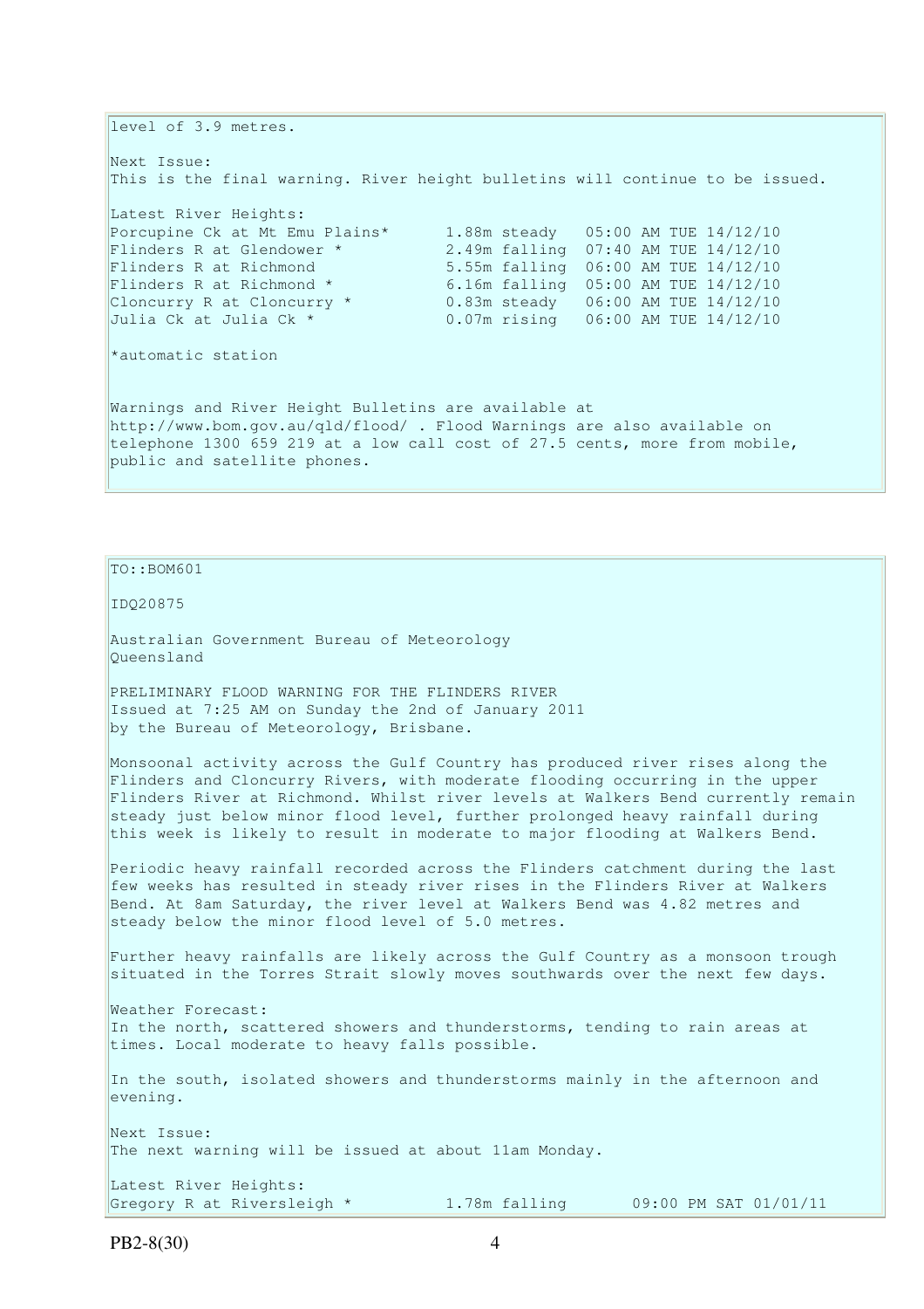level of 3.9 metres.

Next Issue:
This is the final warning. River height bulletins will continue to be issued.

Latest River Heights:

| Location | Height | Time |
|---|---|---|
| Porcupine Ck at Mt Emu Plains* | 1.88m steady | 05:00 AM TUE 14/12/10 |
| Flinders R at Glendower * | 2.49m falling | 07:40 AM TUE 14/12/10 |
| Flinders R at Richmond | 5.55m falling | 06:00 AM TUE 14/12/10 |
| Flinders R at Richmond * | 6.16m falling | 05:00 AM TUE 14/12/10 |
| Cloncurry R at Cloncurry * | 0.83m steady | 06:00 AM TUE 14/12/10 |
| Julia Ck at Julia Ck * | 0.07m rising | 06:00 AM TUE 14/12/10 |

*automatic station

Warnings and River Height Bulletins are available at http://www.bom.gov.au/qld/flood/ . Flood Warnings are also available on telephone 1300 659 219 at a low call cost of 27.5 cents, more from mobile, public and satellite phones.

---

TO::BOM601

IDQ20875

Australian Government Bureau of Meteorology
Queensland

PRELIMINARY FLOOD WARNING FOR THE FLINDERS RIVER
Issued at 7:25 AM on Sunday the 2nd of January 2011
by the Bureau of Meteorology, Brisbane.

Monsoonal activity across the Gulf Country has produced river rises along the Flinders and Cloncurry Rivers, with moderate flooding occurring in the upper Flinders River at Richmond. Whilst river levels at Walkers Bend currently remain steady just below minor flood level, further prolonged heavy rainfall during this week is likely to result in moderate to major flooding at Walkers Bend.

Periodic heavy rainfall recorded across the Flinders catchment during the last few weeks has resulted in steady river rises in the Flinders River at Walkers Bend. At 8am Saturday, the river level at Walkers Bend was 4.82 metres and steady below the minor flood level of 5.0 metres.

Further heavy rainfalls are likely across the Gulf Country as a monsoon trough situated in the Torres Strait slowly moves southwards over the next few days.

Weather Forecast:
In the north, scattered showers and thunderstorms, tending to rain areas at times. Local moderate to heavy falls possible.

In the south, isolated showers and thunderstorms mainly in the afternoon and evening.

Next Issue:
The next warning will be issued at about 11am Monday.

Latest River Heights:

| Location | Height | Time |
|---|---|---|
| Gregory R at Riversleigh * | 1.78m falling | 09:00 PM SAT 01/01/11 |

PB2-8(30)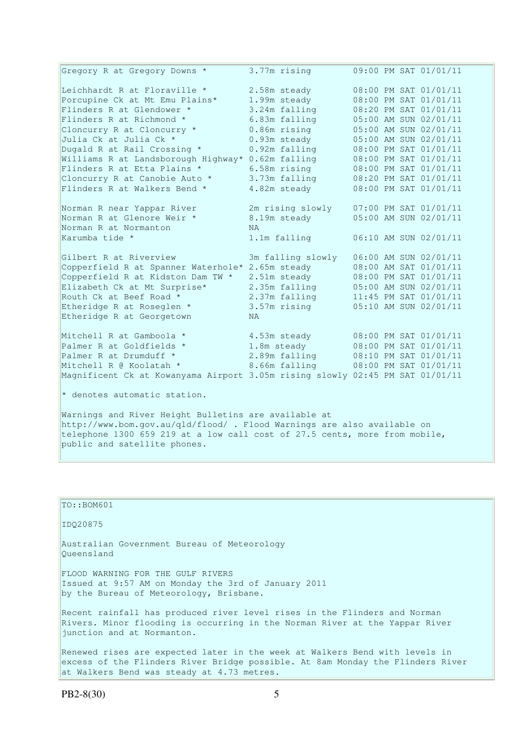```
Gregory R at Gregory Downs *        3.77m rising        09:00 PM SAT 01/01/11

Leichhardt R at Floraville *        2.58m steady        08:00 PM SAT 01/01/11
Porcupine Ck at Mt Emu Plains*      1.99m steady        08:00 PM SAT 01/01/11
Flinders R at Glendower *           3.24m falling       08:20 PM SAT 01/01/11
Flinders R at Richmond *            6.83m falling       05:00 AM SUN 02/01/11
Cloncurry R at Cloncurry *          0.86m rising        05:00 AM SUN 02/01/11
Julia Ck at Julia Ck *              0.93m steady        05:00 AM SUN 02/01/11
Dugald R at Rail Crossing *         0.92m falling       08:00 PM SAT 01/01/11
Williams R at Landsborough Highway* 0.62m falling       08:00 PM SAT 01/01/11
Flinders R at Etta Plains *         6.58m rising        08:00 PM SAT 01/01/11
Cloncurry R at Canobie Auto *       3.73m falling       08:20 PM SAT 01/01/11
Flinders R at Walkers Bend *        4.82m steady        08:00 PM SAT 01/01/11

Norman R near Yappar River          2m rising slowly    07:00 PM SAT 01/01/11
Norman R at Glenore Weir *          8.19m steady        05:00 AM SUN 02/01/11
Norman R at Normanton               NA
Karumba tide *                      1.1m falling        06:10 AM SUN 02/01/11

Gilbert R at Riverview              3m falling slowly   06:00 AM SUN 02/01/11
Copperfield R at Spanner Waterhole* 2.65m steady        08:00 AM SAT 01/01/11
Copperfield R at Kidston Dam TW *   2.51m steady        08:00 PM SAT 01/01/11
Elizabeth Ck at Mt Surprise*        2.35m falling       05:00 AM SUN 02/01/11
Routh Ck at Beef Road *             2.37m falling       11:45 PM SAT 01/01/11
Etheridge R at Roseglen *           3.57m rising        05:10 AM SUN 02/01/11
Etheridge R at Georgetown           NA

Mitchell R at Gamboola *            4.53m steady        08:00 PM SAT 01/01/11
Palmer R at Goldfields *            1.8m steady         08:00 PM SAT 01/01/11
Palmer R at Drumduff *              2.89m falling       08:10 PM SAT 01/01/11
Mitchell R @ Koolatah *             8.66m falling       08:00 PM SAT 01/01/11
Magnificent Ck at Kowanyama Airport 3.05m rising slowly 02:45 PM SAT 01/01/11
```

* denotes automatic station.

Warnings and River Height Bulletins are available at http://www.bom.gov.au/qld/flood/ . Flood Warnings are also available on telephone 1300 659 219 at a low call cost of 27.5 cents, more from mobile, public and satellite phones.

TO::BOM601

IDQ20875

Australian Government Bureau of Meteorology
Queensland

FLOOD WARNING FOR THE GULF RIVERS
Issued at 9:57 AM on Monday the 3rd of January 2011
by the Bureau of Meteorology, Brisbane.

Recent rainfall has produced river level rises in the Flinders and Norman Rivers. Minor flooding is occurring in the Norman River at the Yappar River junction and at Normanton.

Renewed rises are expected later in the week at Walkers Bend with levels in excess of the Flinders River Bridge possible. At 8am Monday the Flinders River at Walkers Bend was steady at 4.73 metres.

PB2-8(30)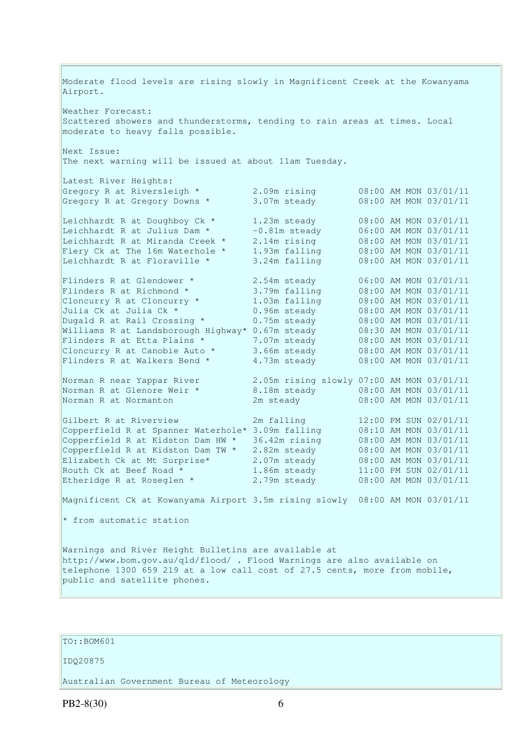Moderate flood levels are rising slowly in Magnificent Creek at the Kowanyama Airport.

Weather Forecast:
Scattered showers and thunderstorms, tending to rain areas at times. Local moderate to heavy falls possible.

Next Issue:
The next warning will be issued at about 11am Tuesday.

Latest River Heights:

```
Gregory R at Riversleigh *          2.09m rising        08:00 AM MON 03/01/11
Gregory R at Gregory Downs *        3.07m steady        08:00 AM MON 03/01/11

Leichhardt R at Doughboy Ck *       1.23m steady        08:00 AM MON 03/01/11
Leichhardt R at Julius Dam *        -0.81m steady       06:00 AM MON 03/01/11
Leichhardt R at Miranda Creek *     2.14m rising        08:00 AM MON 03/01/11
Fiery Ck at The 16m Waterhole *     1.93m falling       08:00 AM MON 03/01/11
Leichhardt R at Floraville *        3.24m falling       08:00 AM MON 03/01/11

Flinders R at Glendower *           2.54m steady        06:00 AM MON 03/01/11
Flinders R at Richmond *            3.79m falling       08:00 AM MON 03/01/11
Cloncurry R at Cloncurry *          1.03m falling       08:00 AM MON 03/01/11
Julia Ck at Julia Ck *              0.96m steady        08:00 AM MON 03/01/11
Dugald R at Rail Crossing *         0.75m steady        08:00 AM MON 03/01/11
Williams R at Landsborough Highway* 0.67m steady        08:30 AM MON 03/01/11
Flinders R at Etta Plains *         7.07m steady        08:00 AM MON 03/01/11
Cloncurry R at Canobie Auto *       3.66m steady        08:00 AM MON 03/01/11
Flinders R at Walkers Bend *        4.73m steady        08:00 AM MON 03/01/11

Norman R near Yappar River          2.05m rising slowly 07:00 AM MON 03/01/11
Norman R at Glenore Weir *          8.18m steady        08:00 AM MON 03/01/11
Norman R at Normanton               2m steady           08:00 AM MON 03/01/11

Gilbert R at Riverview              2m falling          12:00 PM SUN 02/01/11
Copperfield R at Spanner Waterhole* 3.09m falling       08:10 AM MON 03/01/11
Copperfield R at Kidston Dam HW *   36.42m rising       08:00 AM MON 03/01/11
Copperfield R at Kidston Dam TW *   2.82m steady        08:00 AM MON 03/01/11
Elizabeth Ck at Mt Surprise*        2.07m steady        08:00 AM MON 03/01/11
Routh Ck at Beef Road *             1.86m steady        11:00 PM SUN 02/01/11
Etheridge R at Roseglen *           2.79m steady        08:00 AM MON 03/01/11

Magnificent Ck at Kowanyama Airport 3.5m rising slowly  08:00 AM MON 03/01/11
```

* from automatic station

Warnings and River Height Bulletins are available at http://www.bom.gov.au/qld/flood/ . Flood Warnings are also available on telephone 1300 659 219 at a low call cost of 27.5 cents, more from mobile, public and satellite phones.

TO::BOM601

IDQ20875

Australian Government Bureau of Meteorology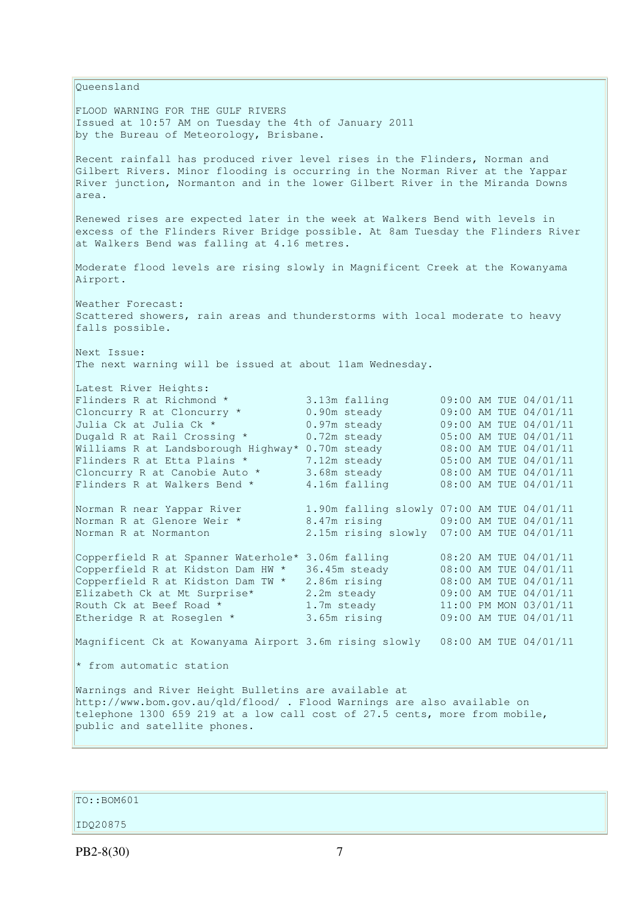Queensland

FLOOD WARNING FOR THE GULF RIVERS
Issued at 10:57 AM on Tuesday the 4th of January 2011
by the Bureau of Meteorology, Brisbane.

Recent rainfall has produced river level rises in the Flinders, Norman and Gilbert Rivers. Minor flooding is occurring in the Norman River at the Yappar River junction, Normanton and in the lower Gilbert River in the Miranda Downs area.

Renewed rises are expected later in the week at Walkers Bend with levels in excess of the Flinders River Bridge possible. At 8am Tuesday the Flinders River at Walkers Bend was falling at 4.16 metres.

Moderate flood levels are rising slowly in Magnificent Creek at the Kowanyama Airport.

Weather Forecast:
Scattered showers, rain areas and thunderstorms with local moderate to heavy falls possible.

Next Issue:
The next warning will be issued at about 11am Wednesday.

Latest River Heights:

| Location | Height | Time |
|---|---|---|
| Flinders R at Richmond * | 3.13m falling | 09:00 AM TUE 04/01/11 |
| Cloncurry R at Cloncurry * | 0.90m steady | 09:00 AM TUE 04/01/11 |
| Julia Ck at Julia Ck * | 0.97m steady | 09:00 AM TUE 04/01/11 |
| Dugald R at Rail Crossing * | 0.72m steady | 05:00 AM TUE 04/01/11 |
| Williams R at Landsborough Highway* | 0.70m steady | 08:00 AM TUE 04/01/11 |
| Flinders R at Etta Plains * | 7.12m steady | 05:00 AM TUE 04/01/11 |
| Cloncurry R at Canobie Auto * | 3.68m steady | 08:00 AM TUE 04/01/11 |
| Flinders R at Walkers Bend * | 4.16m falling | 08:00 AM TUE 04/01/11 |
| Norman R near Yappar River | 1.90m falling slowly | 07:00 AM TUE 04/01/11 |
| Norman R at Glenore Weir * | 8.47m rising | 09:00 AM TUE 04/01/11 |
| Norman R at Normanton | 2.15m rising slowly | 07:00 AM TUE 04/01/11 |
| Copperfield R at Spanner Waterhole* | 3.06m falling | 08:20 AM TUE 04/01/11 |
| Copperfield R at Kidston Dam HW * | 36.45m steady | 08:00 AM TUE 04/01/11 |
| Copperfield R at Kidston Dam TW * | 2.86m rising | 08:00 AM TUE 04/01/11 |
| Elizabeth Ck at Mt Surprise* | 2.2m steady | 09:00 AM TUE 04/01/11 |
| Routh Ck at Beef Road * | 1.7m steady | 11:00 PM MON 03/01/11 |
| Etheridge R at Roseglen * | 3.65m rising | 09:00 AM TUE 04/01/11 |
| Magnificent Ck at Kowanyama Airport | 3.6m rising slowly | 08:00 AM TUE 04/01/11 |

* from automatic station

Warnings and River Height Bulletins are available at http://www.bom.gov.au/qld/flood/ . Flood Warnings are also available on telephone 1300 659 219 at a low call cost of 27.5 cents, more from mobile, public and satellite phones.

TO::BOM601

IDQ20875

PB2-8(30)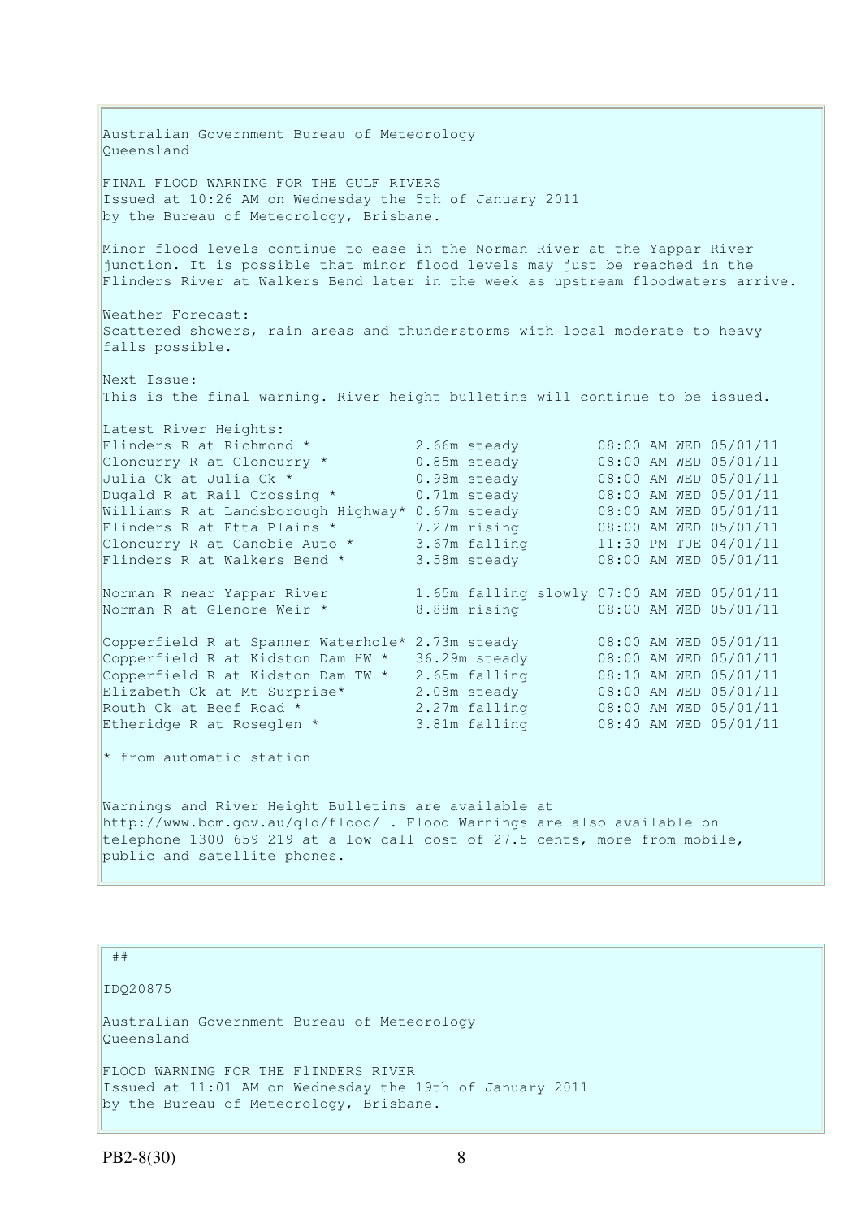Australian Government Bureau of Meteorology
Queensland

FINAL FLOOD WARNING FOR THE GULF RIVERS
Issued at 10:26 AM on Wednesday the 5th of January 2011
by the Bureau of Meteorology, Brisbane.

Minor flood levels continue to ease in the Norman River at the Yappar River junction. It is possible that minor flood levels may just be reached in the Flinders River at Walkers Bend later in the week as upstream floodwaters arrive.

Weather Forecast:
Scattered showers, rain areas and thunderstorms with local moderate to heavy falls possible.

Next Issue:
This is the final warning. River height bulletins will continue to be issued.

Latest River Heights:

```
Flinders R at Richmond *            2.66m steady         08:00 AM WED 05/01/11
Cloncurry R at Cloncurry *          0.85m steady         08:00 AM WED 05/01/11
Julia Ck at Julia Ck *              0.98m steady         08:00 AM WED 05/01/11
Dugald R at Rail Crossing *         0.71m steady         08:00 AM WED 05/01/11
Williams R at Landsborough Highway* 0.67m steady         08:00 AM WED 05/01/11
Flinders R at Etta Plains *         7.27m rising         08:00 AM WED 05/01/11
Cloncurry R at Canobie Auto *       3.67m falling        11:30 PM TUE 04/01/11
Flinders R at Walkers Bend *        3.58m steady         08:00 AM WED 05/01/11

Norman R near Yappar River          1.65m falling slowly 07:00 AM WED 05/01/11
Norman R at Glenore Weir *          8.88m rising         08:00 AM WED 05/01/11

Copperfield R at Spanner Waterhole* 2.73m steady         08:00 AM WED 05/01/11
Copperfield R at Kidston Dam HW *   36.29m steady        08:00 AM WED 05/01/11
Copperfield R at Kidston Dam TW *   2.65m falling        08:10 AM WED 05/01/11
Elizabeth Ck at Mt Surprise*        2.08m steady         08:00 AM WED 05/01/11
Routh Ck at Beef Road *             2.27m falling        08:00 AM WED 05/01/11
Etheridge R at Roseglen *           3.81m falling        08:40 AM WED 05/01/11
```

* from automatic station

Warnings and River Height Bulletins are available at http://www.bom.gov.au/qld/flood/ . Flood Warnings are also available on telephone 1300 659 219 at a low call cost of 27.5 cents, more from mobile, public and satellite phones.

##

IDQ20875

Australian Government Bureau of Meteorology
Queensland

FLOOD WARNING FOR THE FlINDERS RIVER
Issued at 11:01 AM on Wednesday the 19th of January 2011
by the Bureau of Meteorology, Brisbane.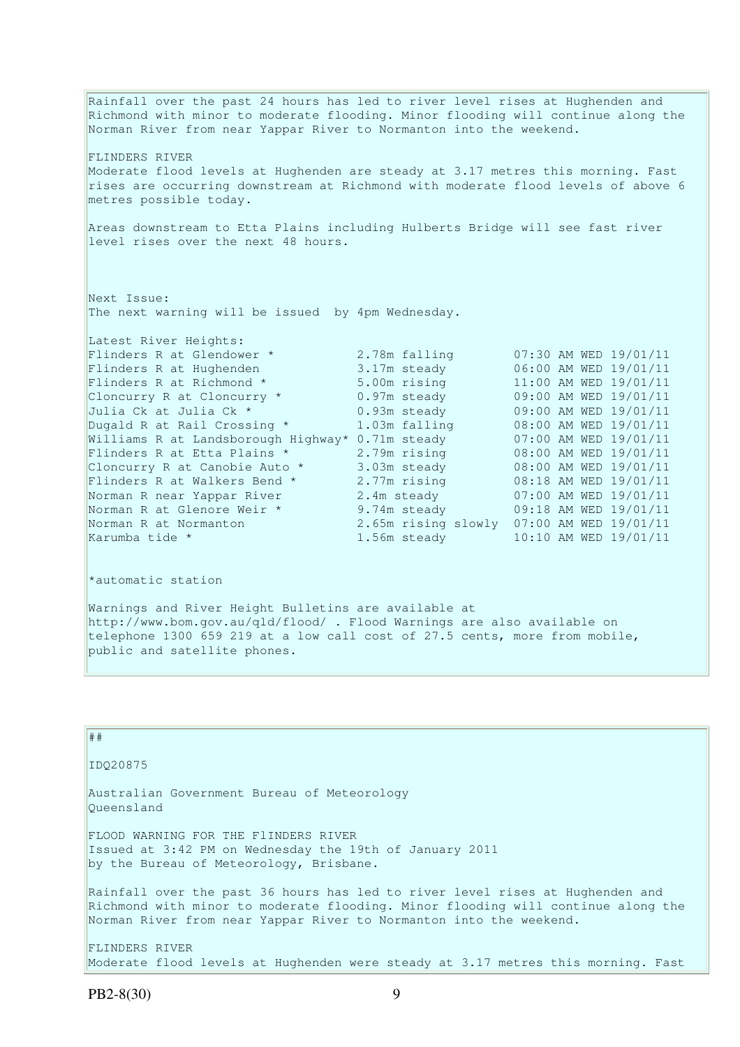Rainfall over the past 24 hours has led to river level rises at Hughenden and Richmond with minor to moderate flooding. Minor flooding will continue along the Norman River from near Yappar River to Normanton into the weekend.

FLINDERS RIVER
Moderate flood levels at Hughenden are steady at 3.17 metres this morning. Fast rises are occurring downstream at Richmond with moderate flood levels of above 6 metres possible today.

Areas downstream to Etta Plains including Hulberts Bridge will see fast river level rises over the next 48 hours.

Next Issue:
The next warning will be issued by 4pm Wednesday.

Latest River Heights:

| | | |
|---|---|---|
| Flinders R at Glendower * | 2.78m falling | 07:30 AM WED 19/01/11 |
| Flinders R at Hughenden | 3.17m steady | 06:00 AM WED 19/01/11 |
| Flinders R at Richmond * | 5.00m rising | 11:00 AM WED 19/01/11 |
| Cloncurry R at Cloncurry * | 0.97m steady | 09:00 AM WED 19/01/11 |
| Julia Ck at Julia Ck * | 0.93m steady | 09:00 AM WED 19/01/11 |
| Dugald R at Rail Crossing * | 1.03m falling | 08:00 AM WED 19/01/11 |
| Williams R at Landsborough Highway* | 0.71m steady | 07:00 AM WED 19/01/11 |
| Flinders R at Etta Plains * | 2.79m rising | 08:00 AM WED 19/01/11 |
| Cloncurry R at Canobie Auto * | 3.03m steady | 08:00 AM WED 19/01/11 |
| Flinders R at Walkers Bend * | 2.77m rising | 08:18 AM WED 19/01/11 |
| Norman R near Yappar River | 2.4m steady | 07:00 AM WED 19/01/11 |
| Norman R at Glenore Weir * | 9.74m steady | 09:18 AM WED 19/01/11 |
| Norman R at Normanton | 2.65m rising slowly | 07:00 AM WED 19/01/11 |
| Karumba tide * | 1.56m steady | 10:10 AM WED 19/01/11 |

*automatic station

Warnings and River Height Bulletins are available at http://www.bom.gov.au/qld/flood/ . Flood Warnings are also available on telephone 1300 659 219 at a low call cost of 27.5 cents, more from mobile, public and satellite phones.

##

IDQ20875

Australian Government Bureau of Meteorology
Queensland

FLOOD WARNING FOR THE FlINDERS RIVER
Issued at 3:42 PM on Wednesday the 19th of January 2011
by the Bureau of Meteorology, Brisbane.

Rainfall over the past 36 hours has led to river level rises at Hughenden and Richmond with minor to moderate flooding. Minor flooding will continue along the Norman River from near Yappar River to Normanton into the weekend.

FLINDERS RIVER
Moderate flood levels at Hughenden were steady at 3.17 metres this morning. Fast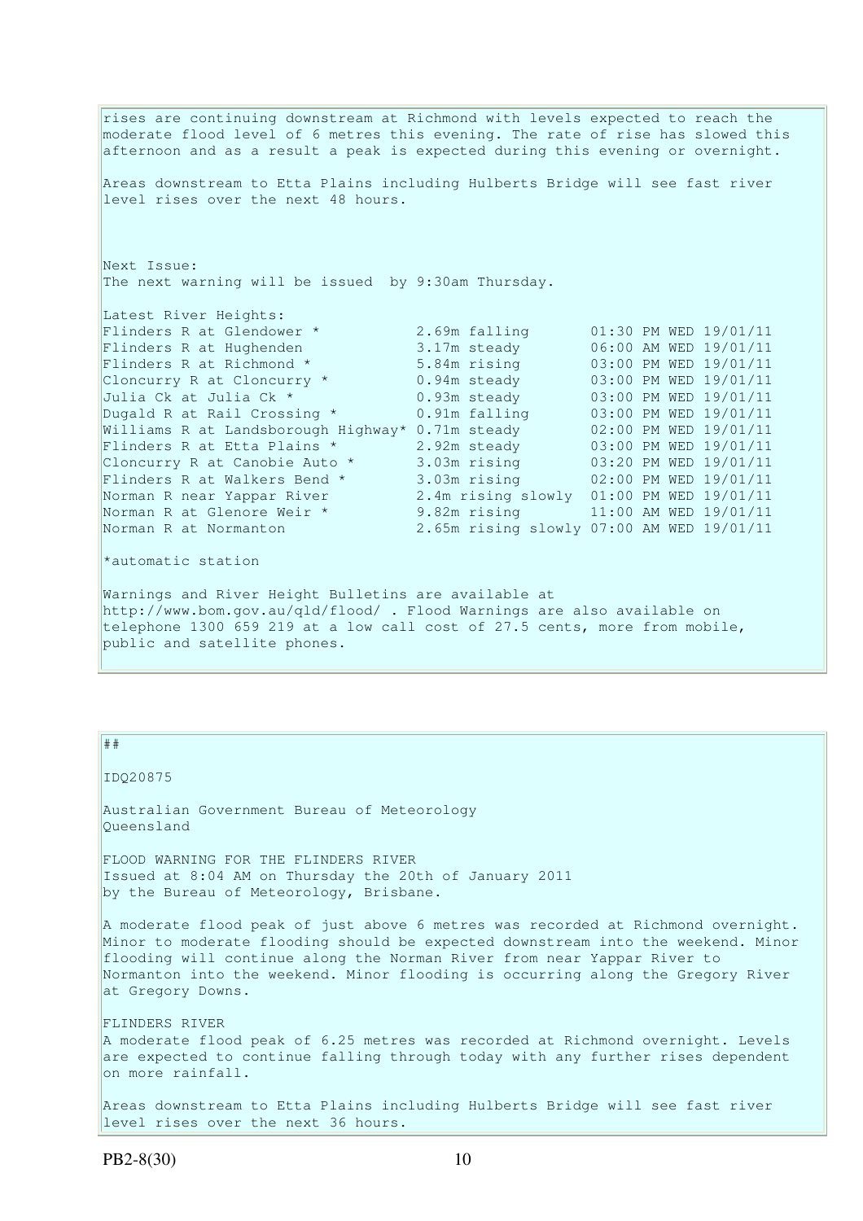rises are continuing downstream at Richmond with levels expected to reach the moderate flood level of 6 metres this evening. The rate of rise has slowed this afternoon and as a result a peak is expected during this evening or overnight.

Areas downstream to Etta Plains including Hulberts Bridge will see fast river level rises over the next 48 hours.

Next Issue:
The next warning will be issued by 9:30am Thursday.

Latest River Heights:

| | | |
|---|---|---|
| Flinders R at Glendower * | 2.69m falling | 01:30 PM WED 19/01/11 |
| Flinders R at Hughenden | 3.17m steady | 06:00 AM WED 19/01/11 |
| Flinders R at Richmond * | 5.84m rising | 03:00 PM WED 19/01/11 |
| Cloncurry R at Cloncurry * | 0.94m steady | 03:00 PM WED 19/01/11 |
| Julia Ck at Julia Ck * | 0.93m steady | 03:00 PM WED 19/01/11 |
| Dugald R at Rail Crossing * | 0.91m falling | 03:00 PM WED 19/01/11 |
| Williams R at Landsborough Highway* | 0.71m steady | 02:00 PM WED 19/01/11 |
| Flinders R at Etta Plains * | 2.92m steady | 03:00 PM WED 19/01/11 |
| Cloncurry R at Canobie Auto * | 3.03m rising | 03:20 PM WED 19/01/11 |
| Flinders R at Walkers Bend * | 3.03m rising | 02:00 PM WED 19/01/11 |
| Norman R near Yappar River | 2.4m rising slowly | 01:00 PM WED 19/01/11 |
| Norman R at Glenore Weir * | 9.82m rising | 11:00 AM WED 19/01/11 |
| Norman R at Normanton | 2.65m rising slowly | 07:00 AM WED 19/01/11 |

*automatic station

Warnings and River Height Bulletins are available at http://www.bom.gov.au/qld/flood/ . Flood Warnings are also available on telephone 1300 659 219 at a low call cost of 27.5 cents, more from mobile, public and satellite phones.

##

IDQ20875

Australian Government Bureau of Meteorology
Queensland

FLOOD WARNING FOR THE FLINDERS RIVER
Issued at 8:04 AM on Thursday the 20th of January 2011
by the Bureau of Meteorology, Brisbane.

A moderate flood peak of just above 6 metres was recorded at Richmond overnight. Minor to moderate flooding should be expected downstream into the weekend. Minor flooding will continue along the Norman River from near Yappar River to Normanton into the weekend. Minor flooding is occurring along the Gregory River at Gregory Downs.

FLINDERS RIVER
A moderate flood peak of 6.25 metres was recorded at Richmond overnight. Levels are expected to continue falling through today with any further rises dependent on more rainfall.

Areas downstream to Etta Plains including Hulberts Bridge will see fast river level rises over the next 36 hours.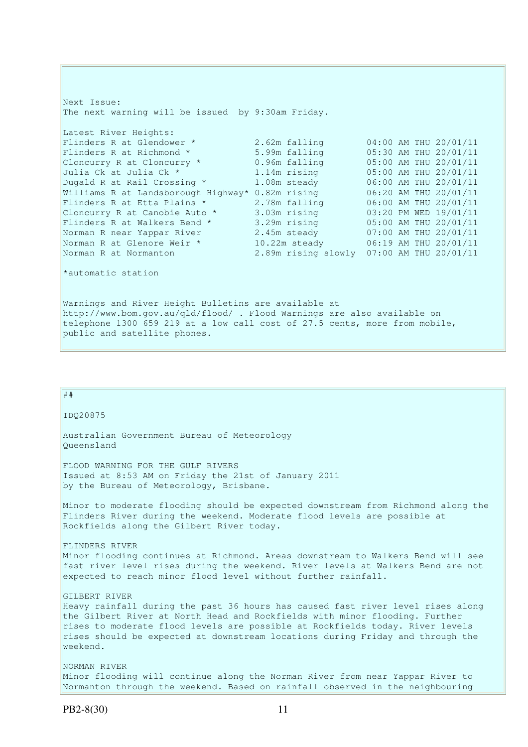Next Issue:
The next warning will be issued by 9:30am Friday.

Latest River Heights:

| Location | Height | Time |
|---|---|---|
| Flinders R at Glendower * | 2.62m falling | 04:00 AM THU 20/01/11 |
| Flinders R at Richmond * | 5.99m falling | 05:30 AM THU 20/01/11 |
| Cloncurry R at Cloncurry * | 0.96m falling | 05:00 AM THU 20/01/11 |
| Julia Ck at Julia Ck * | 1.14m rising | 05:00 AM THU 20/01/11 |
| Dugald R at Rail Crossing * | 1.08m steady | 06:00 AM THU 20/01/11 |
| Williams R at Landsborough Highway* | 0.82m rising | 06:20 AM THU 20/01/11 |
| Flinders R at Etta Plains * | 2.78m falling | 06:00 AM THU 20/01/11 |
| Cloncurry R at Canobie Auto * | 3.03m rising | 03:20 PM WED 19/01/11 |
| Flinders R at Walkers Bend * | 3.29m rising | 05:00 AM THU 20/01/11 |
| Norman R near Yappar River | 2.45m steady | 07:00 AM THU 20/01/11 |
| Norman R at Glenore Weir * | 10.22m steady | 06:19 AM THU 20/01/11 |
| Norman R at Normanton | 2.89m rising slowly | 07:00 AM THU 20/01/11 |

*automatic station

Warnings and River Height Bulletins are available at http://www.bom.gov.au/qld/flood/ . Flood Warnings are also available on telephone 1300 659 219 at a low call cost of 27.5 cents, more from mobile, public and satellite phones.

##

IDQ20875

Australian Government Bureau of Meteorology
Queensland

FLOOD WARNING FOR THE GULF RIVERS
Issued at 8:53 AM on Friday the 21st of January 2011
by the Bureau of Meteorology, Brisbane.

Minor to moderate flooding should be expected downstream from Richmond along the Flinders River during the weekend. Moderate flood levels are possible at Rockfields along the Gilbert River today.

FLINDERS RIVER
Minor flooding continues at Richmond. Areas downstream to Walkers Bend will see fast river level rises during the weekend. River levels at Walkers Bend are not expected to reach minor flood level without further rainfall.

GILBERT RIVER
Heavy rainfall during the past 36 hours has caused fast river level rises along the Gilbert River at North Head and Rockfields with minor flooding. Further rises to moderate flood levels are possible at Rockfields today. River levels rises should be expected at downstream locations during Friday and through the weekend.

NORMAN RIVER
Minor flooding will continue along the Norman River from near Yappar River to Normanton through the weekend. Based on rainfall observed in the neighbouring

PB2-8(30)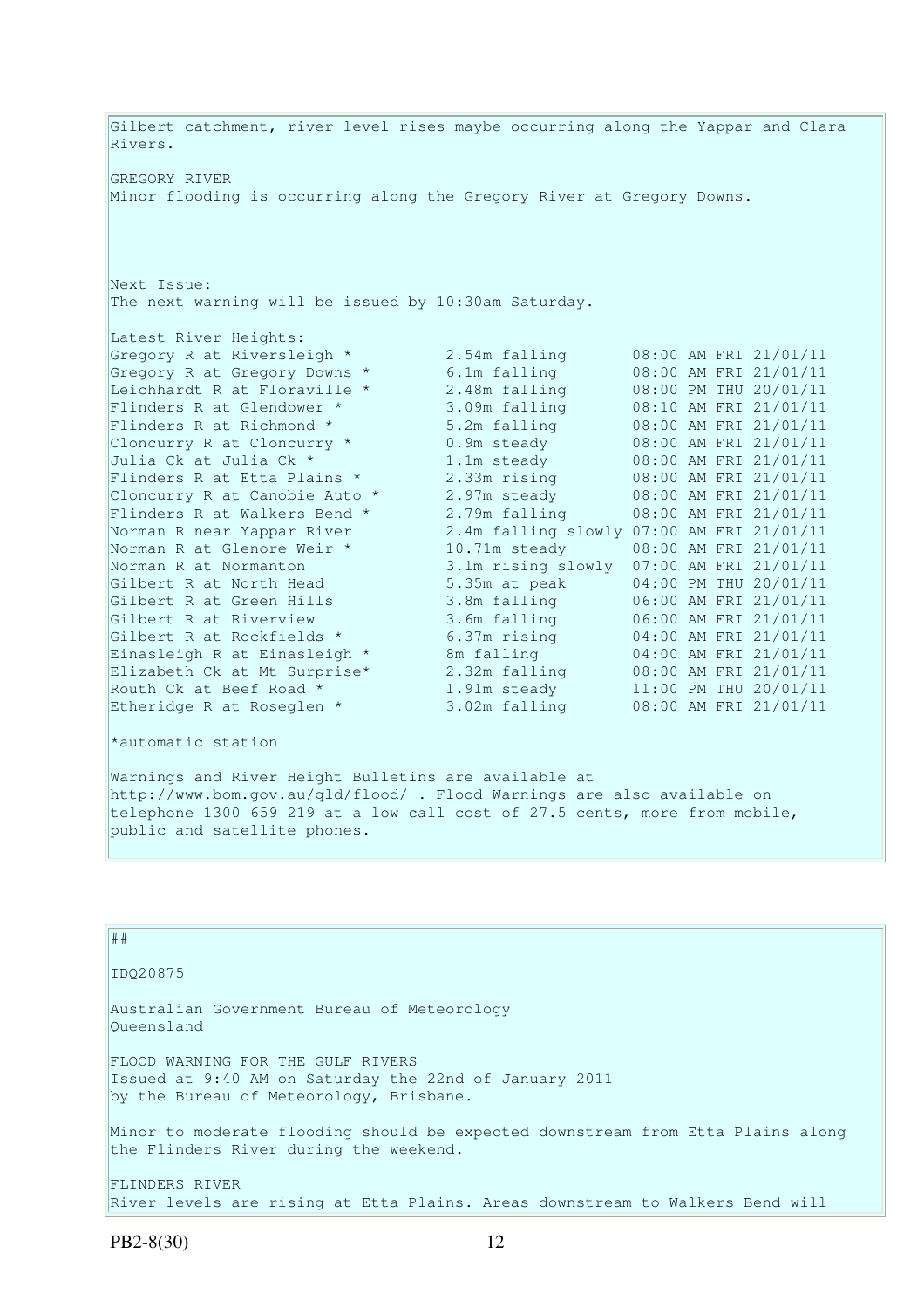Gilbert catchment, river level rises maybe occurring along the Yappar and Clara Rivers.

GREGORY RIVER
Minor flooding is occurring along the Gregory River at Gregory Downs.

Next Issue:
The next warning will be issued by 10:30am Saturday.

Latest River Heights:

| Station | Height | Time |
|---|---|---|
| Gregory R at Riversleigh * | 2.54m falling | 08:00 AM FRI 21/01/11 |
| Gregory R at Gregory Downs * | 6.1m falling | 08:00 AM FRI 21/01/11 |
| Leichhardt R at Floraville * | 2.48m falling | 08:00 PM THU 20/01/11 |
| Flinders R at Glendower * | 3.09m falling | 08:10 AM FRI 21/01/11 |
| Flinders R at Richmond * | 5.2m falling | 08:00 AM FRI 21/01/11 |
| Cloncurry R at Cloncurry * | 0.9m steady | 08:00 AM FRI 21/01/11 |
| Julia Ck at Julia Ck * | 1.1m steady | 08:00 AM FRI 21/01/11 |
| Flinders R at Etta Plains * | 2.33m rising | 08:00 AM FRI 21/01/11 |
| Cloncurry R at Canobie Auto * | 2.97m steady | 08:00 AM FRI 21/01/11 |
| Flinders R at Walkers Bend * | 2.79m falling | 08:00 AM FRI 21/01/11 |
| Norman R near Yappar River | 2.4m falling slowly | 07:00 AM FRI 21/01/11 |
| Norman R at Glenore Weir * | 10.71m steady | 08:00 AM FRI 21/01/11 |
| Norman R at Normanton | 3.1m rising slowly | 07:00 AM FRI 21/01/11 |
| Gilbert R at North Head | 5.35m at peak | 04:00 PM THU 20/01/11 |
| Gilbert R at Green Hills | 3.8m falling | 06:00 AM FRI 21/01/11 |
| Gilbert R at Riverview | 3.6m falling | 06:00 AM FRI 21/01/11 |
| Gilbert R at Rockfields * | 6.37m rising | 04:00 AM FRI 21/01/11 |
| Einasleigh R at Einasleigh * | 8m falling | 04:00 AM FRI 21/01/11 |
| Elizabeth Ck at Mt Surprise* | 2.32m falling | 08:00 AM FRI 21/01/11 |
| Routh Ck at Beef Road * | 1.91m steady | 11:00 PM THU 20/01/11 |
| Etheridge R at Roseglen * | 3.02m falling | 08:00 AM FRI 21/01/11 |

*automatic station

Warnings and River Height Bulletins are available at http://www.bom.gov.au/qld/flood/ . Flood Warnings are also available on telephone 1300 659 219 at a low call cost of 27.5 cents, more from mobile, public and satellite phones.

##

IDQ20875

Australian Government Bureau of Meteorology
Queensland

FLOOD WARNING FOR THE GULF RIVERS
Issued at 9:40 AM on Saturday the 22nd of January 2011
by the Bureau of Meteorology, Brisbane.

Minor to moderate flooding should be expected downstream from Etta Plains along the Flinders River during the weekend.

FLINDERS RIVER
River levels are rising at Etta Plains. Areas downstream to Walkers Bend will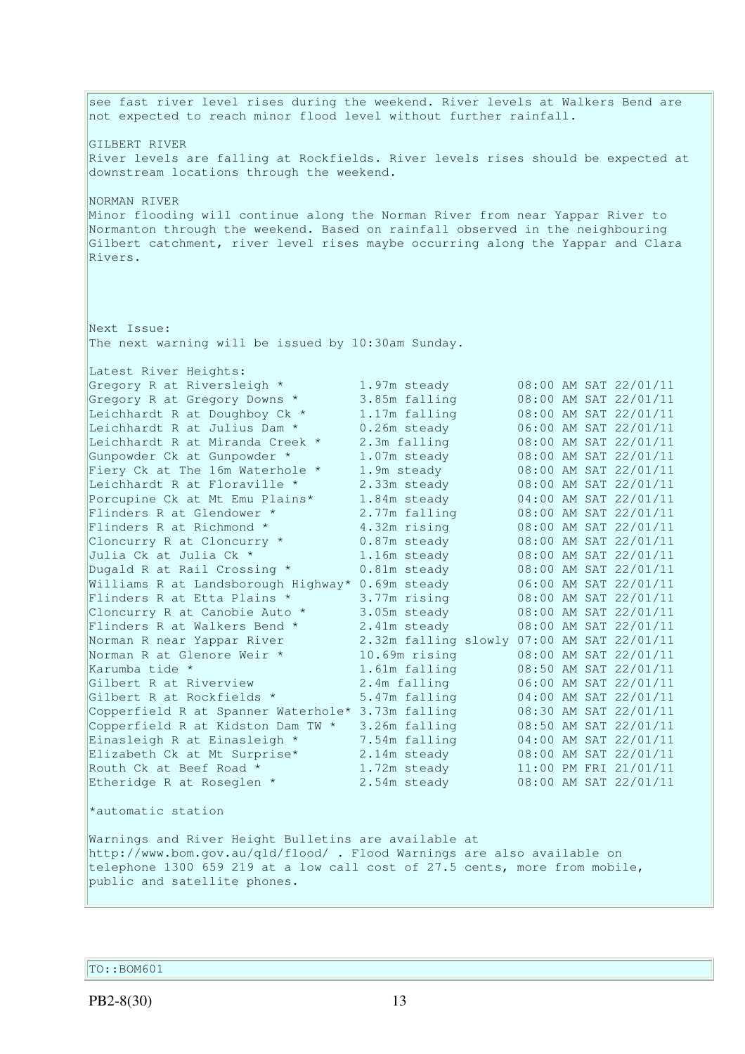see fast river level rises during the weekend. River levels at Walkers Bend are not expected to reach minor flood level without further rainfall.

GILBERT RIVER
River levels are falling at Rockfields. River levels rises should be expected at downstream locations through the weekend.

NORMAN RIVER
Minor flooding will continue along the Norman River from near Yappar River to Normanton through the weekend. Based on rainfall observed in the neighbouring Gilbert catchment, river level rises maybe occurring along the Yappar and Clara Rivers.

Next Issue:
The next warning will be issued by 10:30am Sunday.

Latest River Heights:

| | | |
|---|---|---|
| Gregory R at Riversleigh * | 1.97m steady | 08:00 AM SAT 22/01/11 |
| Gregory R at Gregory Downs * | 3.85m falling | 08:00 AM SAT 22/01/11 |
| Leichhardt R at Doughboy Ck * | 1.17m falling | 08:00 AM SAT 22/01/11 |
| Leichhardt R at Julius Dam * | 0.26m steady | 06:00 AM SAT 22/01/11 |
| Leichhardt R at Miranda Creek * | 2.3m falling | 08:00 AM SAT 22/01/11 |
| Gunpowder Ck at Gunpowder * | 1.07m steady | 08:00 AM SAT 22/01/11 |
| Fiery Ck at The 16m Waterhole * | 1.9m steady | 08:00 AM SAT 22/01/11 |
| Leichhardt R at Floraville * | 2.33m steady | 08:00 AM SAT 22/01/11 |
| Porcupine Ck at Mt Emu Plains* | 1.84m steady | 04:00 AM SAT 22/01/11 |
| Flinders R at Glendower * | 2.77m falling | 08:00 AM SAT 22/01/11 |
| Flinders R at Richmond * | 4.32m rising | 08:00 AM SAT 22/01/11 |
| Cloncurry R at Cloncurry * | 0.87m steady | 08:00 AM SAT 22/01/11 |
| Julia Ck at Julia Ck * | 1.16m steady | 08:00 AM SAT 22/01/11 |
| Dugald R at Rail Crossing * | 0.81m steady | 08:00 AM SAT 22/01/11 |
| Williams R at Landsborough Highway* | 0.69m steady | 06:00 AM SAT 22/01/11 |
| Flinders R at Etta Plains * | 3.77m rising | 08:00 AM SAT 22/01/11 |
| Cloncurry R at Canobie Auto * | 3.05m steady | 08:00 AM SAT 22/01/11 |
| Flinders R at Walkers Bend * | 2.41m steady | 08:00 AM SAT 22/01/11 |
| Norman R near Yappar River | 2.32m falling slowly | 07:00 AM SAT 22/01/11 |
| Norman R at Glenore Weir * | 10.69m rising | 08:00 AM SAT 22/01/11 |
| Karumba tide * | 1.61m falling | 08:50 AM SAT 22/01/11 |
| Gilbert R at Riverview | 2.4m falling | 06:00 AM SAT 22/01/11 |
| Gilbert R at Rockfields * | 5.47m falling | 04:00 AM SAT 22/01/11 |
| Copperfield R at Spanner Waterhole* | 3.73m falling | 08:30 AM SAT 22/01/11 |
| Copperfield R at Kidston Dam TW * | 3.26m falling | 08:50 AM SAT 22/01/11 |
| Einasleigh R at Einasleigh * | 7.54m falling | 04:00 AM SAT 22/01/11 |
| Elizabeth Ck at Mt Surprise* | 2.14m steady | 08:00 AM SAT 22/01/11 |
| Routh Ck at Beef Road * | 1.72m steady | 11:00 PM FRI 21/01/11 |
| Etheridge R at Roseglen * | 2.54m steady | 08:00 AM SAT 22/01/11 |

*automatic station

Warnings and River Height Bulletins are available at http://www.bom.gov.au/qld/flood/ . Flood Warnings are also available on telephone 1300 659 219 at a low call cost of 27.5 cents, more from mobile, public and satellite phones.

TO::BOM601

PB2-8(30)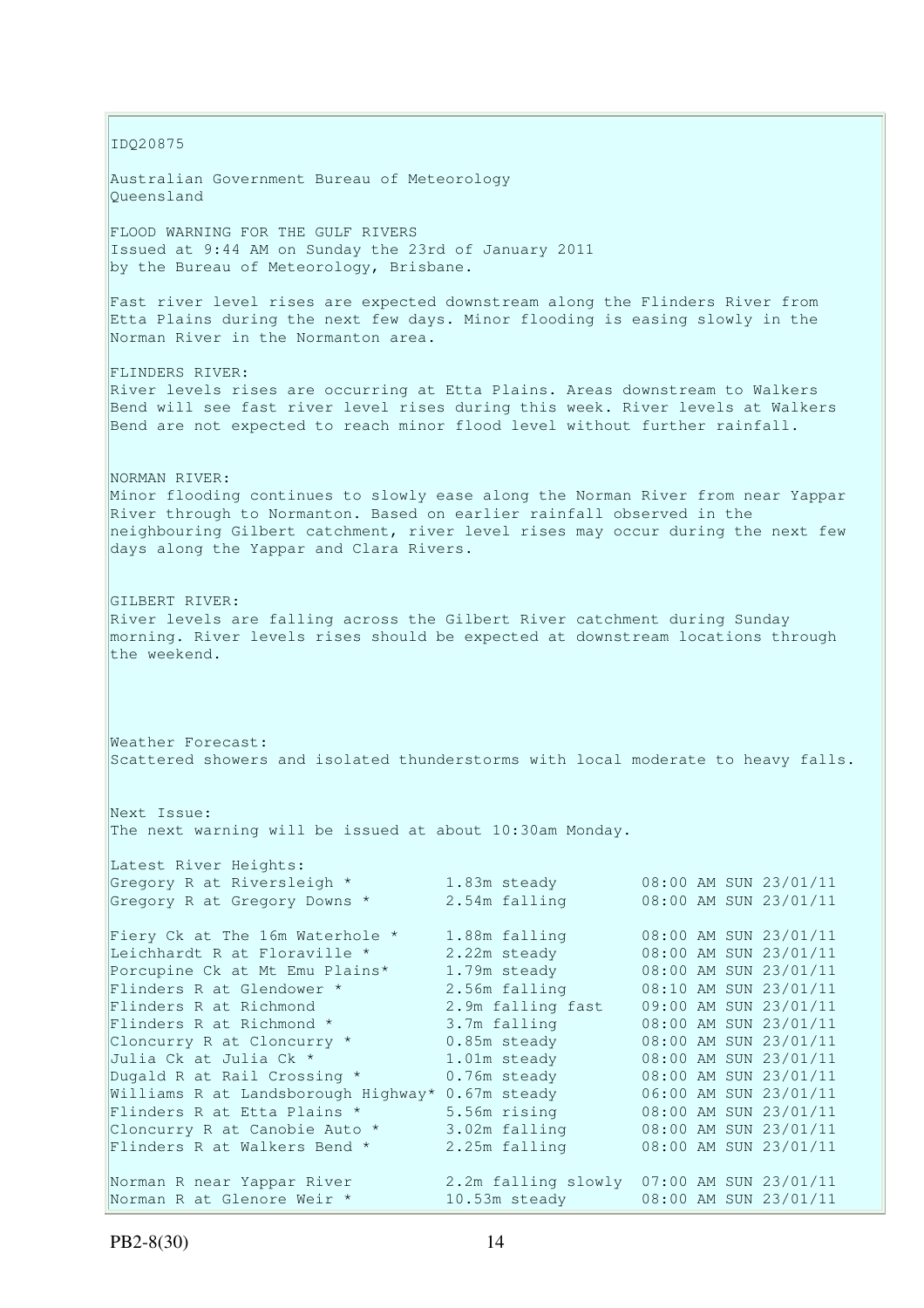IDQ20875

Australian Government Bureau of Meteorology
Queensland

FLOOD WARNING FOR THE GULF RIVERS
Issued at 9:44 AM on Sunday the 23rd of January 2011
by the Bureau of Meteorology, Brisbane.

Fast river level rises are expected downstream along the Flinders River from Etta Plains during the next few days. Minor flooding is easing slowly in the Norman River in the Normanton area.

FLINDERS RIVER:
River levels rises are occurring at Etta Plains. Areas downstream to Walkers Bend will see fast river level rises during this week. River levels at Walkers Bend are not expected to reach minor flood level without further rainfall.

NORMAN RIVER:
Minor flooding continues to slowly ease along the Norman River from near Yappar River through to Normanton. Based on earlier rainfall observed in the neighbouring Gilbert catchment, river level rises may occur during the next few days along the Yappar and Clara Rivers.

GILBERT RIVER:
River levels are falling across the Gilbert River catchment during Sunday morning. River levels rises should be expected at downstream locations through the weekend.

Weather Forecast:
Scattered showers and isolated thunderstorms with local moderate to heavy falls.

Next Issue:
The next warning will be issued at about 10:30am Monday.

Latest River Heights:

| Location | Height | Time |
|---|---|---|
| Gregory R at Riversleigh * | 1.83m steady | 08:00 AM SUN 23/01/11 |
| Gregory R at Gregory Downs * | 2.54m falling | 08:00 AM SUN 23/01/11 |
| Fiery Ck at The 16m Waterhole * | 1.88m falling | 08:00 AM SUN 23/01/11 |
| Leichhardt R at Floraville * | 2.22m steady | 08:00 AM SUN 23/01/11 |
| Porcupine Ck at Mt Emu Plains* | 1.79m steady | 08:00 AM SUN 23/01/11 |
| Flinders R at Glendower * | 2.56m falling | 08:10 AM SUN 23/01/11 |
| Flinders R at Richmond | 2.9m falling fast | 09:00 AM SUN 23/01/11 |
| Flinders R at Richmond * | 3.7m falling | 08:00 AM SUN 23/01/11 |
| Cloncurry R at Cloncurry * | 0.85m steady | 08:00 AM SUN 23/01/11 |
| Julia Ck at Julia Ck * | 1.01m steady | 08:00 AM SUN 23/01/11 |
| Dugald R at Rail Crossing * | 0.76m steady | 08:00 AM SUN 23/01/11 |
| Williams R at Landsborough Highway* | 0.67m steady | 06:00 AM SUN 23/01/11 |
| Flinders R at Etta Plains * | 5.56m rising | 08:00 AM SUN 23/01/11 |
| Cloncurry R at Canobie Auto * | 3.02m falling | 08:00 AM SUN 23/01/11 |
| Flinders R at Walkers Bend * | 2.25m falling | 08:00 AM SUN 23/01/11 |
| Norman R near Yappar River | 2.2m falling slowly | 07:00 AM SUN 23/01/11 |
| Norman R at Glenore Weir * | 10.53m steady | 08:00 AM SUN 23/01/11 |

PB2-8(30)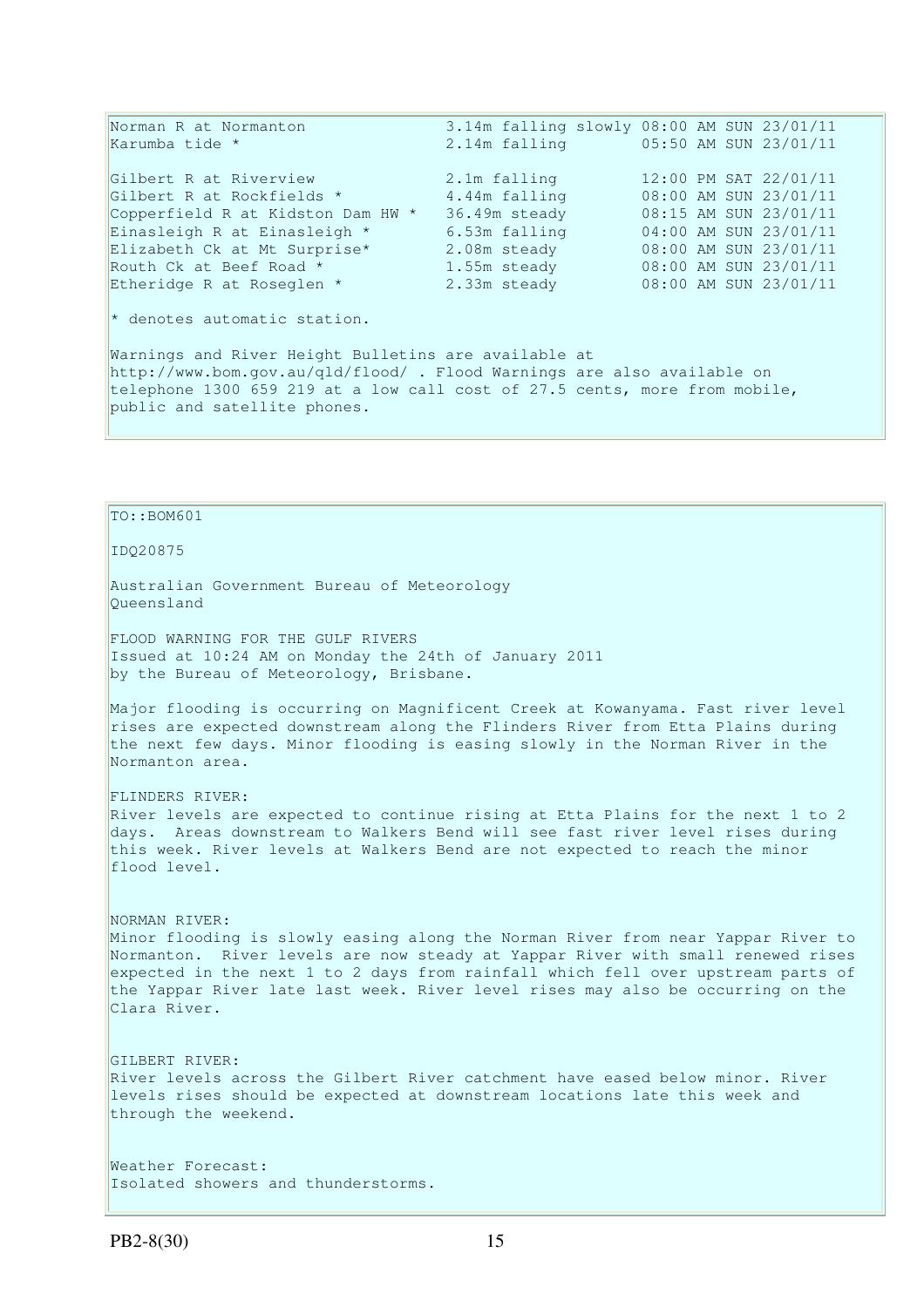| | | |
|---|---|---|
| Norman R at Normanton | 3.14m falling slowly | 08:00 AM SUN 23/01/11 |
| Karumba tide * | 2.14m falling | 05:50 AM SUN 23/01/11 |
| | | |
| Gilbert R at Riverview | 2.1m falling | 12:00 PM SAT 22/01/11 |
| Gilbert R at Rockfields * | 4.44m falling | 08:00 AM SUN 23/01/11 |
| Copperfield R at Kidston Dam HW * | 36.49m steady | 08:15 AM SUN 23/01/11 |
| Einasleigh R at Einasleigh * | 6.53m falling | 04:00 AM SUN 23/01/11 |
| Elizabeth Ck at Mt Surprise* | 2.08m steady | 08:00 AM SUN 23/01/11 |
| Routh Ck at Beef Road * | 1.55m steady | 08:00 AM SUN 23/01/11 |
| Etheridge R at Roseglen * | 2.33m steady | 08:00 AM SUN 23/01/11 |

* denotes automatic station.

Warnings and River Height Bulletins are available at http://www.bom.gov.au/qld/flood/ . Flood Warnings are also available on telephone 1300 659 219 at a low call cost of 27.5 cents, more from mobile, public and satellite phones.

---

TO::BOM601

IDQ20875

Australian Government Bureau of Meteorology
Queensland

FLOOD WARNING FOR THE GULF RIVERS
Issued at 10:24 AM on Monday the 24th of January 2011
by the Bureau of Meteorology, Brisbane.

Major flooding is occurring on Magnificent Creek at Kowanyama. Fast river level rises are expected downstream along the Flinders River from Etta Plains during the next few days. Minor flooding is easing slowly in the Norman River in the Normanton area.

FLINDERS RIVER:
River levels are expected to continue rising at Etta Plains for the next 1 to 2 days. Areas downstream to Walkers Bend will see fast river level rises during this week. River levels at Walkers Bend are not expected to reach the minor flood level.

NORMAN RIVER:
Minor flooding is slowly easing along the Norman River from near Yappar River to Normanton. River levels are now steady at Yappar River with small renewed rises expected in the next 1 to 2 days from rainfall which fell over upstream parts of the Yappar River late last week. River level rises may also be occurring on the Clara River.

GILBERT RIVER:
River levels across the Gilbert River catchment have eased below minor. River levels rises should be expected at downstream locations late this week and through the weekend.

Weather Forecast:
Isolated showers and thunderstorms.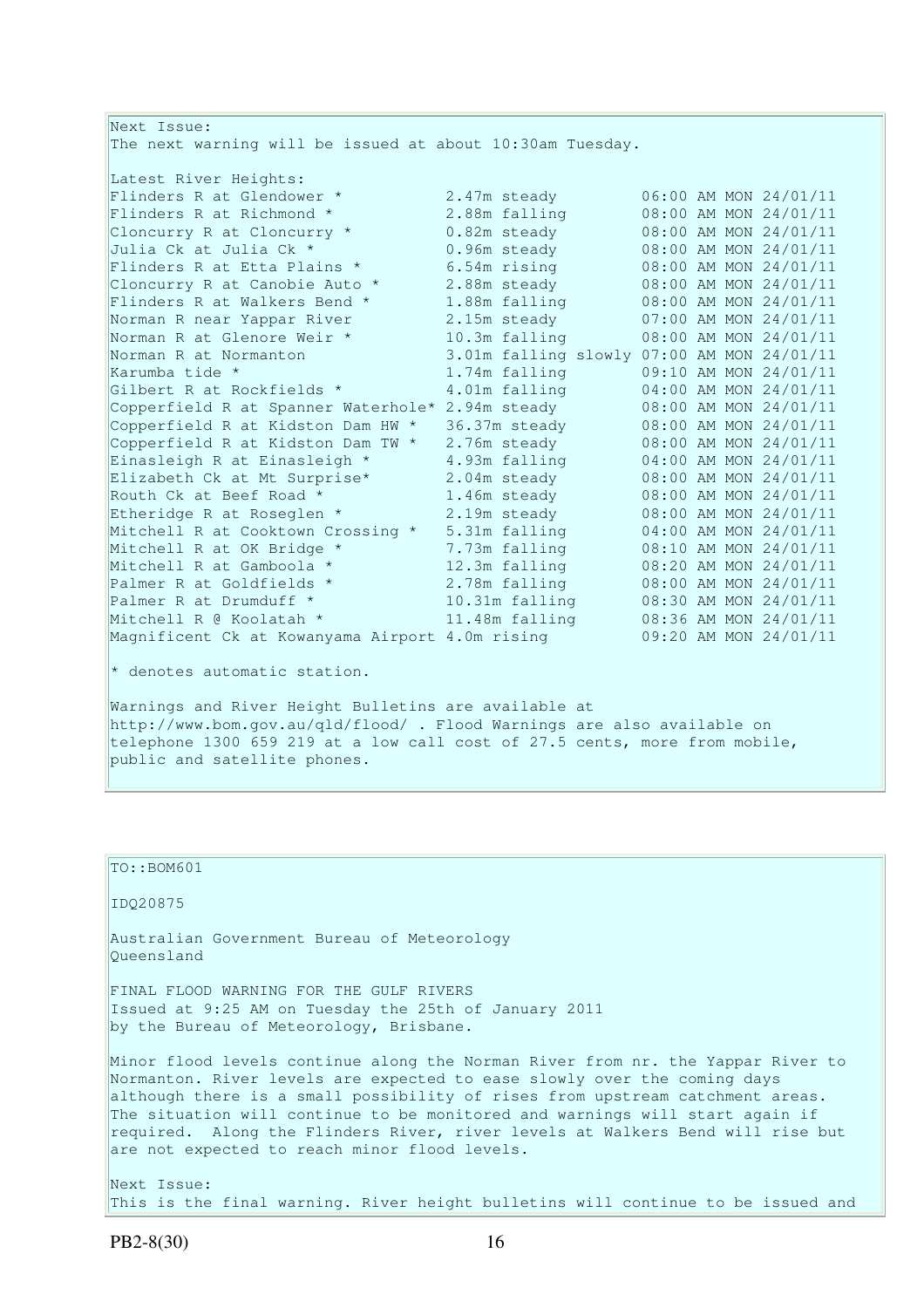Next Issue:
The next warning will be issued at about 10:30am Tuesday.

Latest River Heights:

| Station | Height | Trend | Time |
|---|---|---|---|
| Flinders R at Glendower * | 2.47m | steady | 06:00 AM MON 24/01/11 |
| Flinders R at Richmond * | 2.88m | falling | 08:00 AM MON 24/01/11 |
| Cloncurry R at Cloncurry * | 0.82m | steady | 08:00 AM MON 24/01/11 |
| Julia Ck at Julia Ck * | 0.96m | steady | 08:00 AM MON 24/01/11 |
| Flinders R at Etta Plains * | 6.54m | rising | 08:00 AM MON 24/01/11 |
| Cloncurry R at Canobie Auto * | 2.88m | steady | 08:00 AM MON 24/01/11 |
| Flinders R at Walkers Bend * | 1.88m | falling | 08:00 AM MON 24/01/11 |
| Norman R near Yappar River | 2.15m | steady | 07:00 AM MON 24/01/11 |
| Norman R at Glenore Weir * | 10.3m | falling | 08:00 AM MON 24/01/11 |
| Norman R at Normanton | 3.01m | falling slowly | 07:00 AM MON 24/01/11 |
| Karumba tide * | 1.74m | falling | 09:10 AM MON 24/01/11 |
| Gilbert R at Rockfields * | 4.01m | falling | 04:00 AM MON 24/01/11 |
| Copperfield R at Spanner Waterhole* | 2.94m | steady | 08:00 AM MON 24/01/11 |
| Copperfield R at Kidston Dam HW * | 36.37m | steady | 08:00 AM MON 24/01/11 |
| Copperfield R at Kidston Dam TW * | 2.76m | steady | 08:00 AM MON 24/01/11 |
| Einasleigh R at Einasleigh * | 4.93m | falling | 04:00 AM MON 24/01/11 |
| Elizabeth Ck at Mt Surprise* | 2.04m | steady | 08:00 AM MON 24/01/11 |
| Routh Ck at Beef Road * | 1.46m | steady | 08:00 AM MON 24/01/11 |
| Etheridge R at Roseglen * | 2.19m | steady | 08:00 AM MON 24/01/11 |
| Mitchell R at Cooktown Crossing * | 5.31m | falling | 04:00 AM MON 24/01/11 |
| Mitchell R at OK Bridge * | 7.73m | falling | 08:10 AM MON 24/01/11 |
| Mitchell R at Gamboola * | 12.3m | falling | 08:20 AM MON 24/01/11 |
| Palmer R at Goldfields * | 2.78m | falling | 08:00 AM MON 24/01/11 |
| Palmer R at Drumduff * | 10.31m | falling | 08:30 AM MON 24/01/11 |
| Mitchell R @ Koolatah * | 11.48m | falling | 08:36 AM MON 24/01/11 |
| Magnificent Ck at Kowanyama Airport | 4.0m | rising | 09:20 AM MON 24/01/11 |

* denotes automatic station.

Warnings and River Height Bulletins are available at http://www.bom.gov.au/qld/flood/ . Flood Warnings are also available on telephone 1300 659 219 at a low call cost of 27.5 cents, more from mobile, public and satellite phones.

---

TO::BOM601

IDQ20875

Australian Government Bureau of Meteorology
Queensland

FINAL FLOOD WARNING FOR THE GULF RIVERS
Issued at 9:25 AM on Tuesday the 25th of January 2011
by the Bureau of Meteorology, Brisbane.

Minor flood levels continue along the Norman River from nr. the Yappar River to Normanton. River levels are expected to ease slowly over the coming days although there is a small possibility of rises from upstream catchment areas. The situation will continue to be monitored and warnings will start again if required. Along the Flinders River, river levels at Walkers Bend will rise but are not expected to reach minor flood levels.

Next Issue:
This is the final warning. River height bulletins will continue to be issued and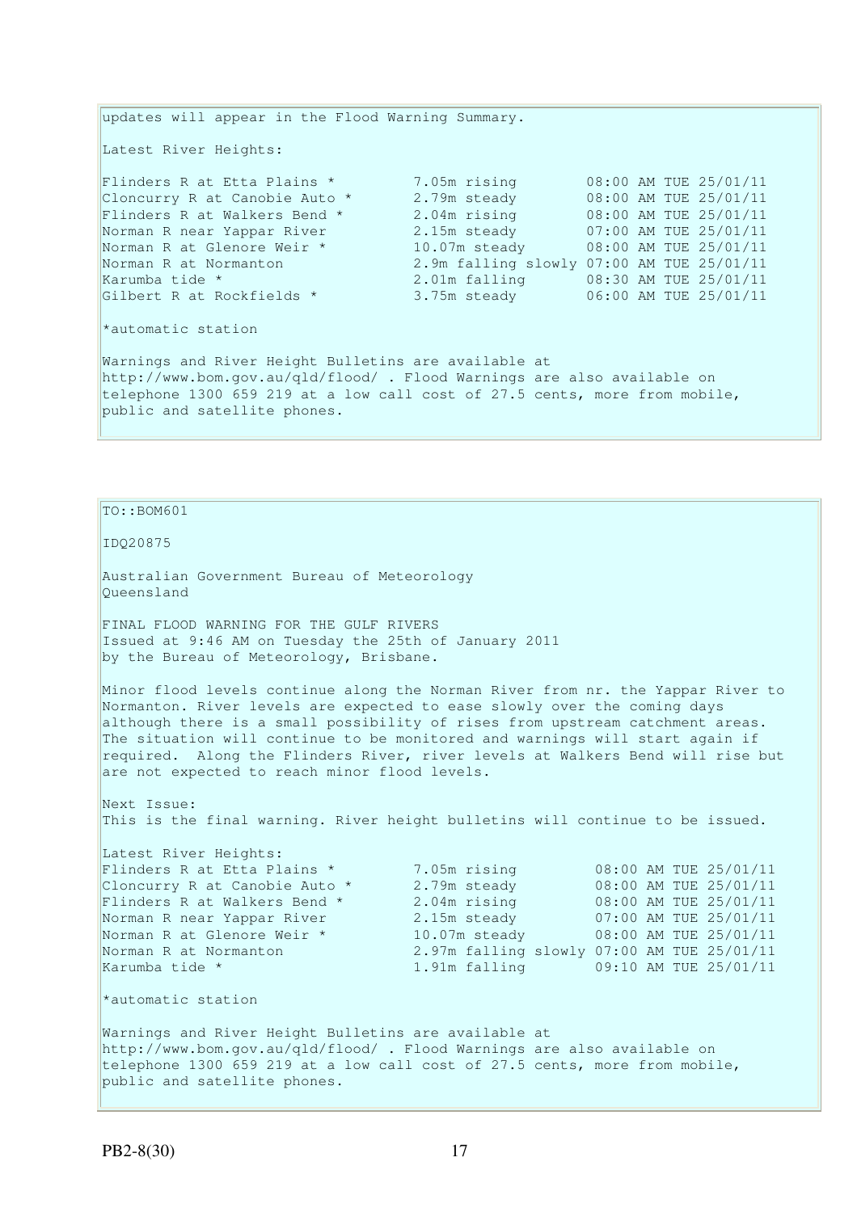updates will appear in the Flood Warning Summary.

Latest River Heights:

| | | | |
|---|---|---|---|
| Flinders R at Etta Plains * | 7.05m rising | 08:00 AM TUE 25/01/11 |
| Cloncurry R at Canobie Auto * | 2.79m steady | 08:00 AM TUE 25/01/11 |
| Flinders R at Walkers Bend * | 2.04m rising | 08:00 AM TUE 25/01/11 |
| Norman R near Yappar River | 2.15m steady | 07:00 AM TUE 25/01/11 |
| Norman R at Glenore Weir * | 10.07m steady | 08:00 AM TUE 25/01/11 |
| Norman R at Normanton | 2.9m falling slowly | 07:00 AM TUE 25/01/11 |
| Karumba tide * | 2.01m falling | 08:30 AM TUE 25/01/11 |
| Gilbert R at Rockfields * | 3.75m steady | 06:00 AM TUE 25/01/11 |

*automatic station

Warnings and River Height Bulletins are available at http://www.bom.gov.au/qld/flood/ . Flood Warnings are also available on telephone 1300 659 219 at a low call cost of 27.5 cents, more from mobile, public and satellite phones.

TO::BOM601

IDQ20875

Australian Government Bureau of Meteorology
Queensland

FINAL FLOOD WARNING FOR THE GULF RIVERS
Issued at 9:46 AM on Tuesday the 25th of January 2011
by the Bureau of Meteorology, Brisbane.

Minor flood levels continue along the Norman River from nr. the Yappar River to Normanton. River levels are expected to ease slowly over the coming days although there is a small possibility of rises from upstream catchment areas. The situation will continue to be monitored and warnings will start again if required. Along the Flinders River, river levels at Walkers Bend will rise but are not expected to reach minor flood levels.

Next Issue:
This is the final warning. River height bulletins will continue to be issued.

Latest River Heights:

| | | |
|---|---|---|
| Flinders R at Etta Plains * | 7.05m rising | 08:00 AM TUE 25/01/11 |
| Cloncurry R at Canobie Auto * | 2.79m steady | 08:00 AM TUE 25/01/11 |
| Flinders R at Walkers Bend * | 2.04m rising | 08:00 AM TUE 25/01/11 |
| Norman R near Yappar River | 2.15m steady | 07:00 AM TUE 25/01/11 |
| Norman R at Glenore Weir * | 10.07m steady | 08:00 AM TUE 25/01/11 |
| Norman R at Normanton | 2.97m falling slowly | 07:00 AM TUE 25/01/11 |
| Karumba tide * | 1.91m falling | 09:10 AM TUE 25/01/11 |

*automatic station

Warnings and River Height Bulletins are available at http://www.bom.gov.au/qld/flood/ . Flood Warnings are also available on telephone 1300 659 219 at a low call cost of 27.5 cents, more from mobile, public and satellite phones.

PB2-8(30)